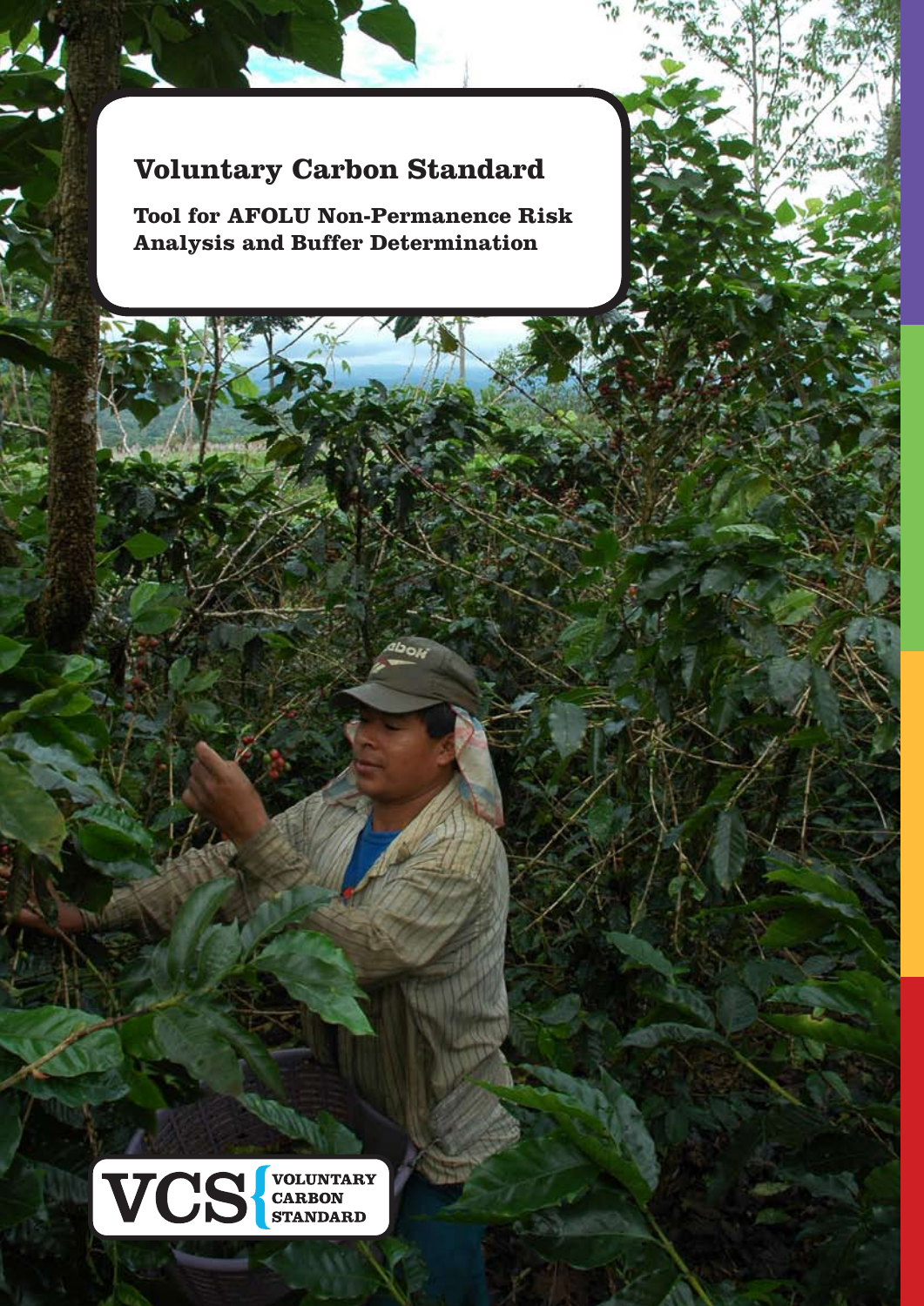# Voluntary Carbon Standard

## Tool for AFOLU Non-Permanence Risk Analysis and Buffer Determination

VCS VOLUNTARY CARBON STANDARD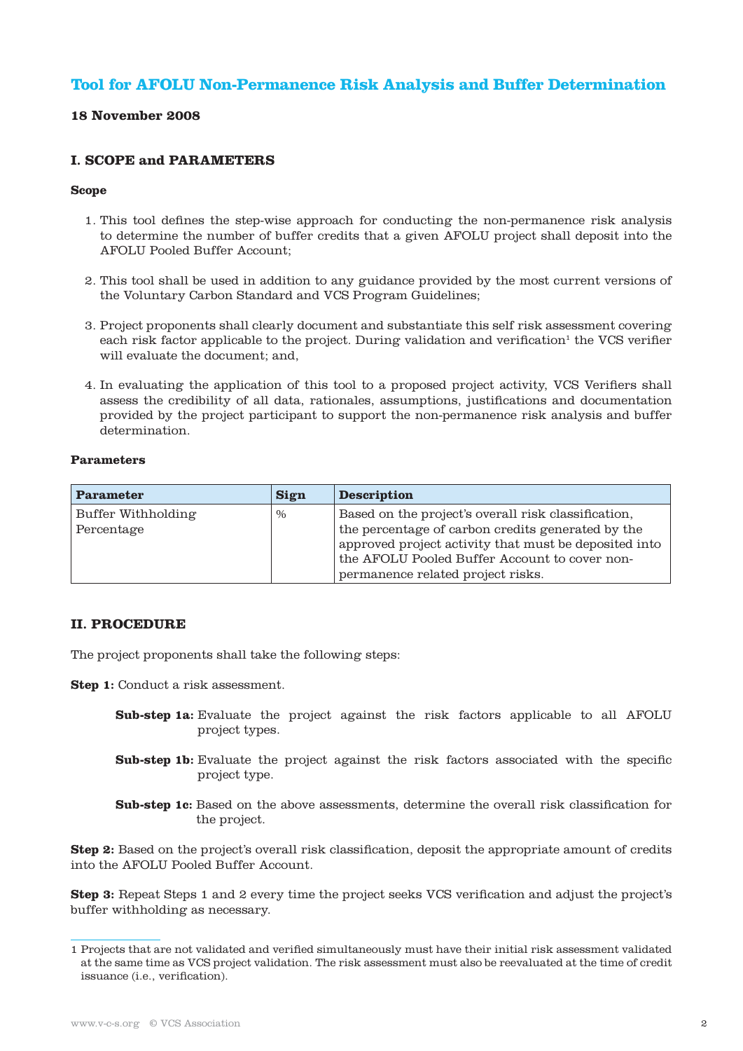# Tool for AFOLU Non-Permanence Risk Analysis and Buffer Determination

**18 November 2008**

## I. SCOPE and PARAMETERS

### Scope

1. This tool defines the step-wise approach for conducting the non-permanence risk analysis to determine the number of buffer credits that a given AFOLU project shall deposit into the AFOLU Pooled Buffer Account;

2. This tool shall be used in addition to any guidance provided by the most current versions of the Voluntary Carbon Standard and VCS Program Guidelines;

3. Project proponents shall clearly document and substantiate this self risk assessment covering each risk factor applicable to the project. During validation and verification[1] the VCS verifier will evaluate the document; and,

4. In evaluating the application of this tool to a proposed project activity, VCS Verifiers shall assess the credibility of all data, rationales, assumptions, justifications and documentation provided by the project participant to support the non-permanence risk analysis and buffer determination.

### Parameters

| Parameter | Sign | Description |
|---|---|---|
| Buffer Withholding Percentage | % | Based on the project's overall risk classification, the percentage of carbon credits generated by the approved project activity that must be deposited into the AFOLU Pooled Buffer Account to cover non-permanence related project risks. |

## II. PROCEDURE

The project proponents shall take the following steps:

**Step 1:** Conduct a risk assessment.

> **Sub-step 1a:** Evaluate the project against the risk factors applicable to all AFOLU project types.
>
> **Sub-step 1b:** Evaluate the project against the risk factors associated with the specific project type.
>
> **Sub-step 1c:** Based on the above assessments, determine the overall risk classification for the project.

**Step 2:** Based on the project's overall risk classification, deposit the appropriate amount of credits into the AFOLU Pooled Buffer Account.

**Step 3:** Repeat Steps 1 and 2 every time the project seeks VCS verification and adjust the project's buffer withholding as necessary.

---

[1] Projects that are not validated and verified simultaneously must have their initial risk assessment validated at the same time as VCS project validation. The risk assessment must also be reevaluated at the time of credit issuance (i.e., verification).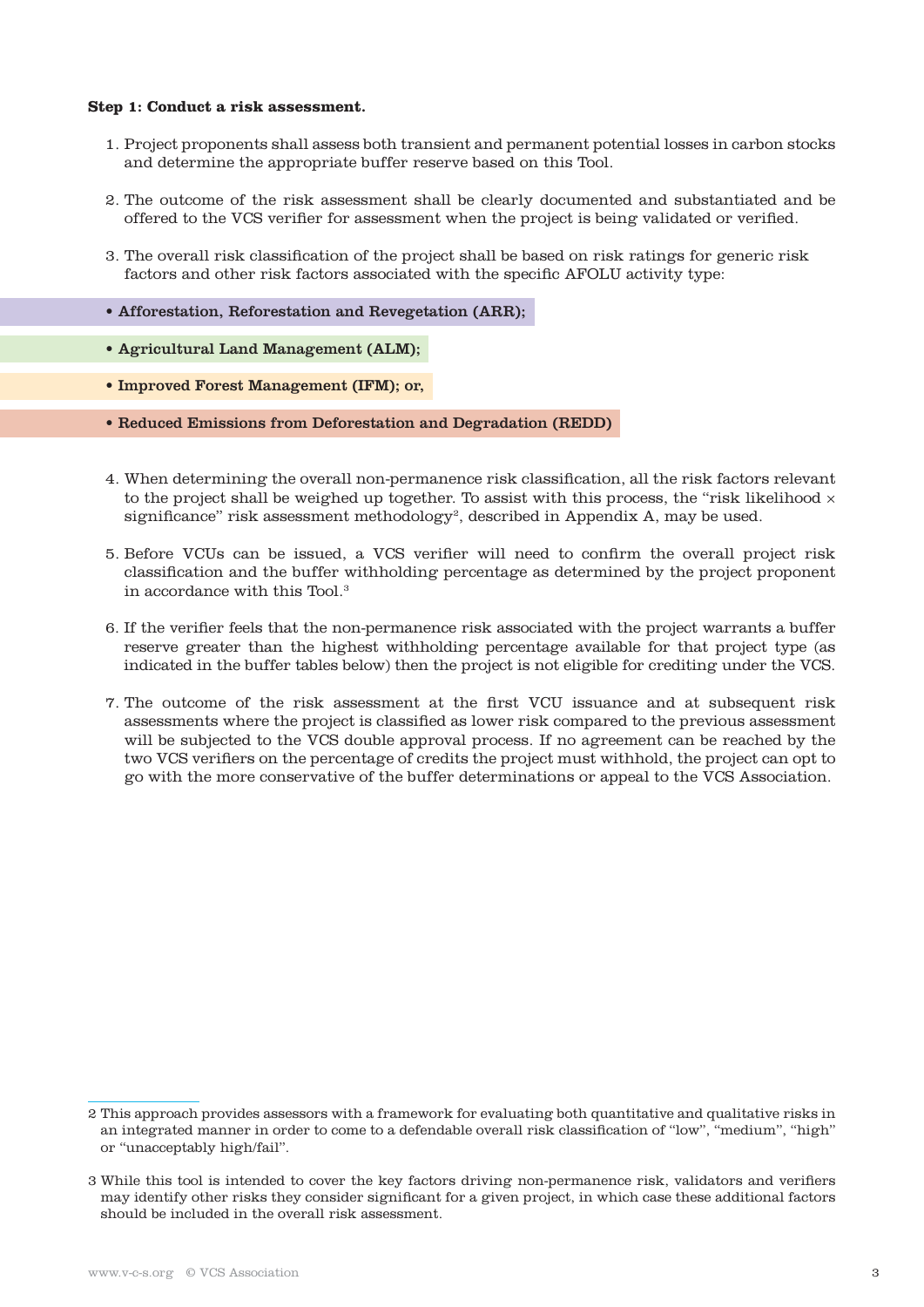**Step 1: Conduct a risk assessment.**

1. Project proponents shall assess both transient and permanent potential losses in carbon stocks and determine the appropriate buffer reserve based on this Tool.

2. The outcome of the risk assessment shall be clearly documented and substantiated and be offered to the VCS verifier for assessment when the project is being validated or verified.

3. The overall risk classification of the project shall be based on risk ratings for generic risk factors and other risk factors associated with the specific AFOLU activity type:

- **Afforestation, Reforestation and Revegetation (ARR);**
- **Agricultural Land Management (ALM);**
- **Improved Forest Management (IFM); or,**
- **Reduced Emissions from Deforestation and Degradation (REDD)**

4. When determining the overall non-permanence risk classification, all the risk factors relevant to the project shall be weighed up together. To assist with this process, the "risk likelihood × significance" risk assessment methodology[2], described in Appendix A, may be used.

5. Before VCUs can be issued, a VCS verifier will need to confirm the overall project risk classification and the buffer withholding percentage as determined by the project proponent in accordance with this Tool.[3]

6. If the verifier feels that the non-permanence risk associated with the project warrants a buffer reserve greater than the highest withholding percentage available for that project type (as indicated in the buffer tables below) then the project is not eligible for crediting under the VCS.

7. The outcome of the risk assessment at the first VCU issuance and at subsequent risk assessments where the project is classified as lower risk compared to the previous assessment will be subjected to the VCS double approval process. If no agreement can be reached by the two VCS verifiers on the percentage of credits the project must withhold, the project can opt to go with the more conservative of the buffer determinations or appeal to the VCS Association.

---

2 This approach provides assessors with a framework for evaluating both quantitative and qualitative risks in an integrated manner in order to come to a defendable overall risk classification of "low", "medium", "high" or "unacceptably high/fail".

3 While this tool is intended to cover the key factors driving non-permanence risk, validators and verifiers may identify other risks they consider significant for a given project, in which case these additional factors should be included in the overall risk assessment.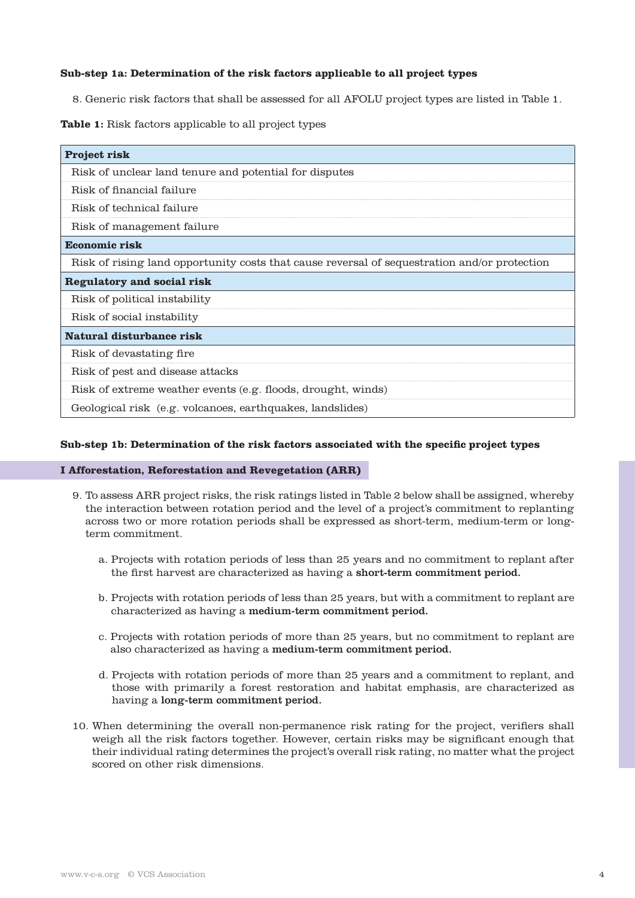**Sub-step 1a: Determination of the risk factors applicable to all project types**

8. Generic risk factors that shall be assessed for all AFOLU project types are listed in Table 1.

**Table 1:** Risk factors applicable to all project types

| **Project risk** |
|---|
| Risk of unclear land tenure and potential for disputes |
| Risk of financial failure |
| Risk of technical failure |
| Risk of management failure |
| **Economic risk** |
| Risk of rising land opportunity costs that cause reversal of sequestration and/or protection |
| **Regulatory and social risk** |
| Risk of political instability |
| Risk of social instability |
| **Natural disturbance risk** |
| Risk of devastating fire |
| Risk of pest and disease attacks |
| Risk of extreme weather events (e.g. floods, drought, winds) |
| Geological risk (e.g. volcanoes, earthquakes, landslides) |

**Sub-step 1b: Determination of the risk factors associated with the specific project types**

**I Afforestation, Reforestation and Revegetation (ARR)**

9. To assess ARR project risks, the risk ratings listed in Table 2 below shall be assigned, whereby the interaction between rotation period and the level of a project's commitment to replanting across two or more rotation periods shall be expressed as short-term, medium-term or long-term commitment.

   a. Projects with rotation periods of less than 25 years and no commitment to replant after the first harvest are characterized as having a **short-term commitment period.**

   b. Projects with rotation periods of less than 25 years, but with a commitment to replant are characterized as having a **medium-term commitment period.**

   c. Projects with rotation periods of more than 25 years, but no commitment to replant are also characterized as having a **medium-term commitment period.**

   d. Projects with rotation periods of more than 25 years and a commitment to replant, and those with primarily a forest restoration and habitat emphasis, are characterized as having a **long-term commitment period.**

10. When determining the overall non-permanence risk rating for the project, verifiers shall weigh all the risk factors together. However, certain risks may be significant enough that their individual rating determines the project's overall risk rating, no matter what the project scored on other risk dimensions.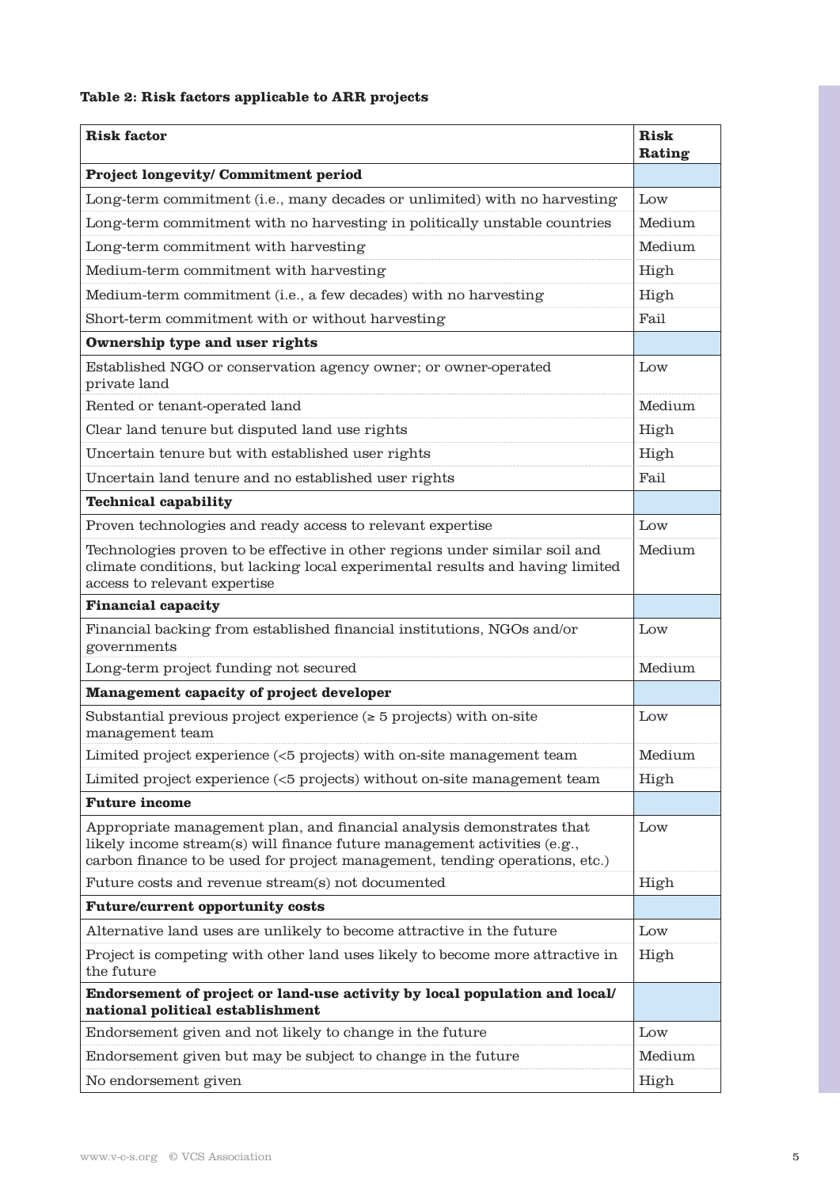**Table 2: Risk factors applicable to ARR projects**

| Risk factor | Risk Rating |
|---|---|
| **Project longevity/ Commitment period** | |
| Long-term commitment (i.e., many decades or unlimited) with no harvesting | Low |
| Long-term commitment with no harvesting in politically unstable countries | Medium |
| Long-term commitment with harvesting | Medium |
| Medium-term commitment with harvesting | High |
| Medium-term commitment (i.e., a few decades) with no harvesting | High |
| Short-term commitment with or without harvesting | Fail |
| **Ownership type and user rights** | |
| Established NGO or conservation agency owner; or owner-operated private land | Low |
| Rented or tenant-operated land | Medium |
| Clear land tenure but disputed land use rights | High |
| Uncertain tenure but with established user rights | High |
| Uncertain land tenure and no established user rights | Fail |
| **Technical capability** | |
| Proven technologies and ready access to relevant expertise | Low |
| Technologies proven to be effective in other regions under similar soil and climate conditions, but lacking local experimental results and having limited access to relevant expertise | Medium |
| **Financial capacity** | |
| Financial backing from established financial institutions, NGOs and/or governments | Low |
| Long-term project funding not secured | Medium |
| **Management capacity of project developer** | |
| Substantial previous project experience (≥ 5 projects) with on-site management team | Low |
| Limited project experience (<5 projects) with on-site management team | Medium |
| Limited project experience (<5 projects) without on-site management team | High |
| **Future income** | |
| Appropriate management plan, and financial analysis demonstrates that likely income stream(s) will finance future management activities (e.g., carbon finance to be used for project management, tending operations, etc.) | Low |
| Future costs and revenue stream(s) not documented | High |
| **Future/current opportunity costs** | |
| Alternative land uses are unlikely to become attractive in the future | Low |
| Project is competing with other land uses likely to become more attractive in the future | High |
| **Endorsement of project or land-use activity by local population and local/ national political establishment** | |
| Endorsement given and not likely to change in the future | Low |
| Endorsement given but may be subject to change in the future | Medium |
| No endorsement given | High |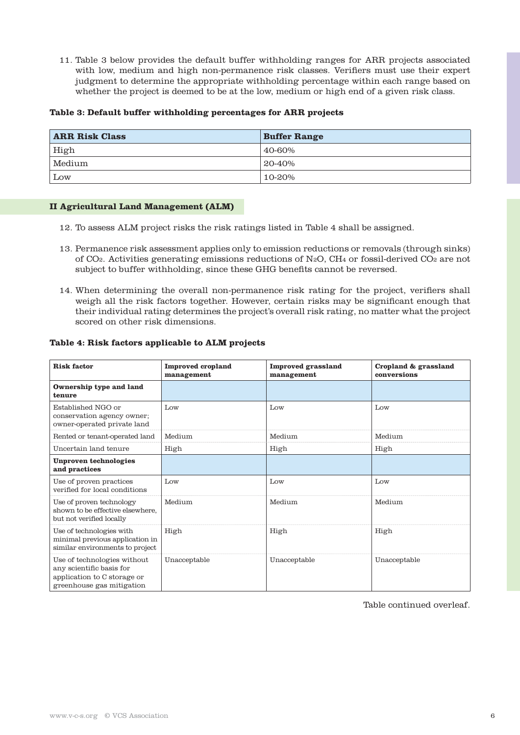11. Table 3 below provides the default buffer withholding ranges for ARR projects associated with low, medium and high non-permanence risk classes. Verifiers must use their expert judgment to determine the appropriate withholding percentage within each range based on whether the project is deemed to be at the low, medium or high end of a given risk class.

**Table 3: Default buffer withholding percentages for ARR projects**

| ARR Risk Class | Buffer Range |
| --- | --- |
| High | 40-60% |
| Medium | 20-40% |
| Low | 10-20% |

### II Agricultural Land Management (ALM)

12. To assess ALM project risks the risk ratings listed in Table 4 shall be assigned.

13. Permanence risk assessment applies only to emission reductions or removals (through sinks) of $CO_2$. Activities generating emissions reductions of $N_2O$, $CH_4$ or fossil-derived $CO_2$ are not subject to buffer withholding, since these GHG benefits cannot be reversed.

14. When determining the overall non-permanence risk rating for the project, verifiers shall weigh all the risk factors together. However, certain risks may be significant enough that their individual rating determines the project's overall risk rating, no matter what the project scored on other risk dimensions.

**Table 4: Risk factors applicable to ALM projects**

| Risk factor | Improved cropland management | Improved grassland management | Cropland & grassland conversions |
| --- | --- | --- | --- |
| **Ownership type and land tenure** | | | |
| Established NGO or conservation agency owner; owner-operated private land | Low | Low | Low |
| Rented or tenant-operated land | Medium | Medium | Medium |
| Uncertain land tenure | High | High | High |
| **Unproven technologies and practices** | | | |
| Use of proven practices verified for local conditions | Low | Low | Low |
| Use of proven technology shown to be effective elsewhere, but not verified locally | Medium | Medium | Medium |
| Use of technologies with minimal previous application in similar environments to project | High | High | High |
| Use of technologies without any scientific basis for application to C storage or greenhouse gas mitigation | Unacceptable | Unacceptable | Unacceptable |

Table continued overleaf.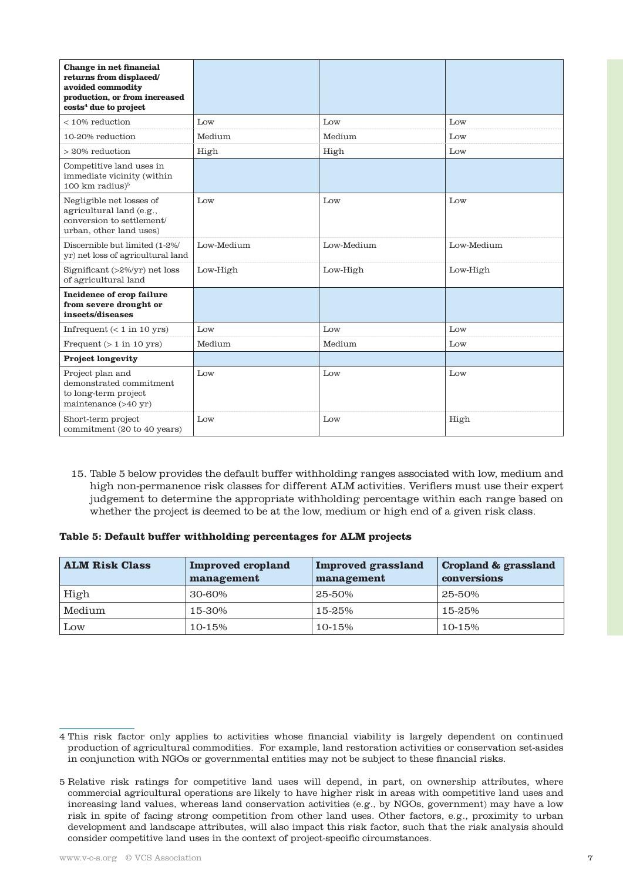| **Change in net financial returns from displaced/ avoided commodity production, or from increased costs[4] due to project** | | | |
|---|---|---|---|
| < 10% reduction | Low | Low | Low |
| 10-20% reduction | Medium | Medium | Low |
| > 20% reduction | High | High | Low |
| Competitive land uses in immediate vicinity (within 100 km radius)[5] | | | |
| Negligible net losses of agricultural land (e.g., conversion to settlement/ urban, other land uses) | Low | Low | Low |
| Discernible but limited (1-2%/ yr) net loss of agricultural land | Low-Medium | Low-Medium | Low-Medium |
| Significant (>2%/yr) net loss of agricultural land | Low-High | Low-High | Low-High |
| **Incidence of crop failure from severe drought or insects/diseases** | | | |
| Infrequent (< 1 in 10 yrs) | Low | Low | Low |
| Frequent (> 1 in 10 yrs) | Medium | Medium | Low |
| **Project longevity** | | | |
| Project plan and demonstrated commitment to long-term project maintenance (>40 yr) | Low | Low | Low |
| Short-term project commitment (20 to 40 years) | Low | Low | High |

15. Table 5 below provides the default buffer withholding ranges associated with low, medium and high non-permanence risk classes for different ALM activities. Verifiers must use their expert judgement to determine the appropriate withholding percentage within each range based on whether the project is deemed to be at the low, medium or high end of a given risk class.

**Table 5: Default buffer withholding percentages for ALM projects**

| ALM Risk Class | Improved cropland management | Improved grassland management | Cropland & grassland conversions |
|---|---|---|---|
| High | 30-60% | 25-50% | 25-50% |
| Medium | 15-30% | 15-25% | 15-25% |
| Low | 10-15% | 10-15% | 10-15% |

4 This risk factor only applies to activities whose financial viability is largely dependent on continued production of agricultural commodities. For example, land restoration activities or conservation set-asides in conjunction with NGOs or governmental entities may not be subject to these financial risks.

5 Relative risk ratings for competitive land uses will depend, in part, on ownership attributes, where commercial agricultural operations are likely to have higher risk in areas with competitive land uses and increasing land values, whereas land conservation activities (e.g., by NGOs, government) may have a low risk in spite of facing strong competition from other land uses. Other factors, e.g., proximity to urban development and landscape attributes, will also impact this risk factor, such that the risk analysis should consider competitive land uses in the context of project-specific circumstances.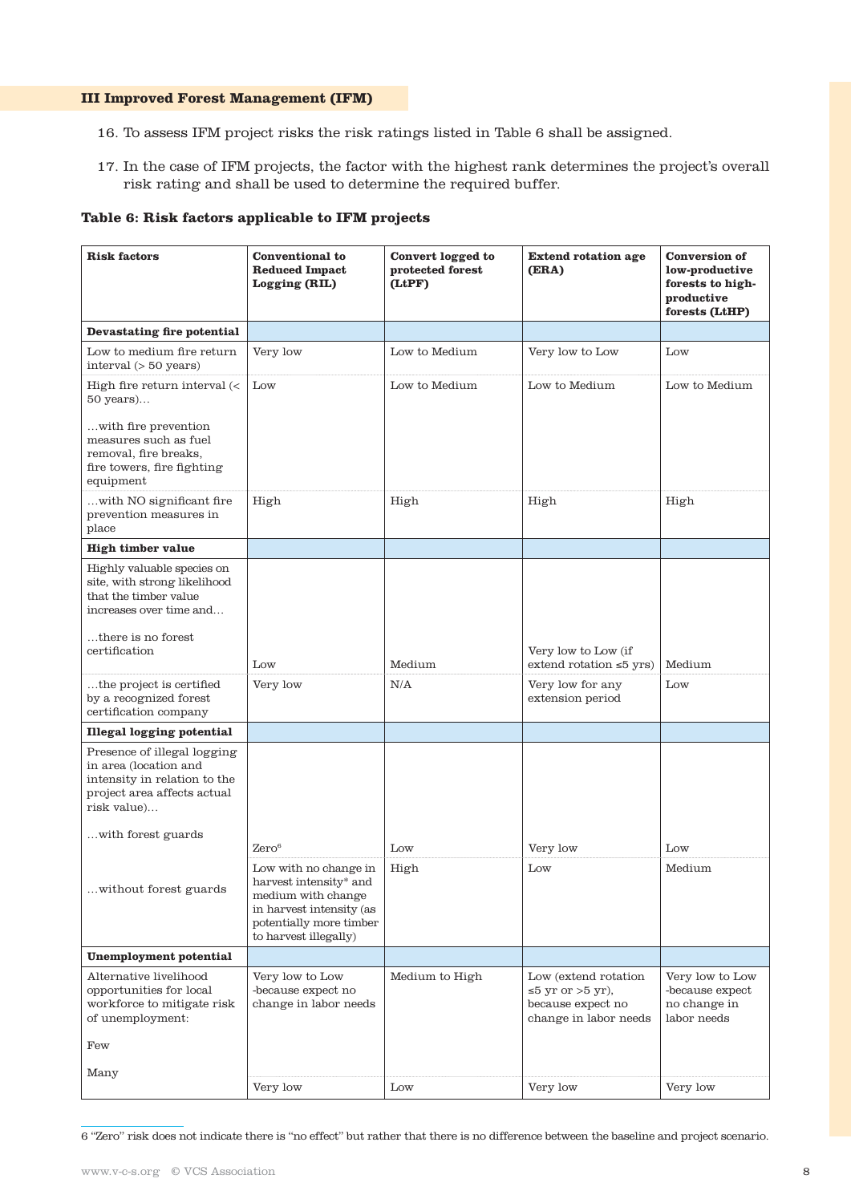## III Improved Forest Management (IFM)

16. To assess IFM project risks the risk ratings listed in Table 6 shall be assigned.

17. In the case of IFM projects, the factor with the highest rank determines the project's overall risk rating and shall be used to determine the required buffer.

**Table 6: Risk factors applicable to IFM projects**

| Risk factors | Conventional to Reduced Impact Logging (RIL) | Convert logged to protected forest (LtPF) | Extend rotation age (ERA) | Conversion of low-productive forests to high-productive forests (LtHP) |
|---|---|---|---|---|
| **Devastating fire potential** | | | | |
| Low to medium fire return interval (> 50 years) | Very low | Low to Medium | Very low to Low | Low |
| High fire return interval (< 50 years)… …with fire prevention measures such as fuel removal, fire breaks, fire towers, fire fighting equipment | Low | Low to Medium | Low to Medium | Low to Medium |
| …with NO significant fire prevention measures in place | High | High | High | High |
| **High timber value** | | | | |
| Highly valuable species on site, with strong likelihood that the timber value increases over time and… …there is no forest certification | Low | Medium | Very low to Low (if extend rotation ≤5 yrs) | Medium |
| …the project is certified by a recognized forest certification company | Very low | N/A | Very low for any extension period | Low |
| **Illegal logging potential** | | | | |
| Presence of illegal logging in area (location and intensity in relation to the project area affects actual risk value)… …with forest guards | Zero[6] | Low | Very low | Low |
| …without forest guards | Low with no change in harvest intensity* and medium with change in harvest intensity (as potentially more timber to harvest illegally) | High | Low | Medium |
| **Unemployment potential** | | | | |
| Alternative livelihood opportunities for local workforce to mitigate risk of unemployment: Few | Very low to Low -because expect no change in labor needs | Medium to High | Low (extend rotation ≤5 yr or >5 yr), because expect no change in labor needs | Very low to Low -because expect no change in labor needs |
| Many | Very low | Low | Very low | Very low |

6 "Zero" risk does not indicate there is "no effect" but rather that there is no difference between the baseline and project scenario.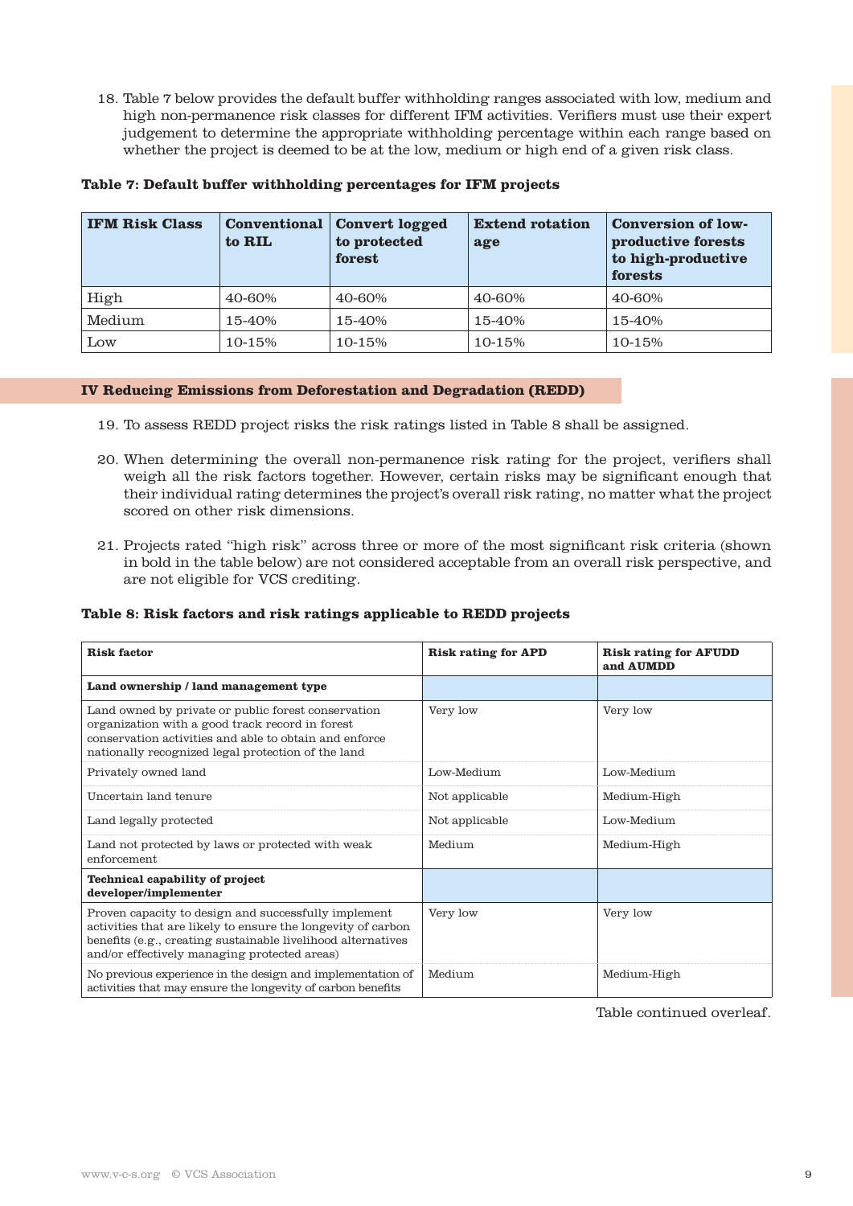18. Table 7 below provides the default buffer withholding ranges associated with low, medium and high non-permanence risk classes for different IFM activities. Verifiers must use their expert judgement to determine the appropriate withholding percentage within each range based on whether the project is deemed to be at the low, medium or high end of a given risk class.

**Table 7: Default buffer withholding percentages for IFM projects**

| IFM Risk Class | Conventional to RIL | Convert logged to protected forest | Extend rotation age | Conversion of low-productive forests to high-productive forests |
|---|---|---|---|---|
| High | 40-60% | 40-60% | 40-60% | 40-60% |
| Medium | 15-40% | 15-40% | 15-40% | 15-40% |
| Low | 10-15% | 10-15% | 10-15% | 10-15% |

## IV Reducing Emissions from Deforestation and Degradation (REDD)

19. To assess REDD project risks the risk ratings listed in Table 8 shall be assigned.

20. When determining the overall non-permanence risk rating for the project, verifiers shall weigh all the risk factors together. However, certain risks may be significant enough that their individual rating determines the project's overall risk rating, no matter what the project scored on other risk dimensions.

21. Projects rated "high risk" across three or more of the most significant risk criteria (shown in bold in the table below) are not considered acceptable from an overall risk perspective, and are not eligible for VCS crediting.

**Table 8: Risk factors and risk ratings applicable to REDD projects**

| Risk factor | Risk rating for APD | Risk rating for AFUDD and AUMDD |
|---|---|---|
| **Land ownership / land management type** | | |
| Land owned by private or public forest conservation organization with a good track record in forest conservation activities and able to obtain and enforce nationally recognized legal protection of the land | Very low | Very low |
| Privately owned land | Low-Medium | Low-Medium |
| Uncertain land tenure | Not applicable | Medium-High |
| Land legally protected | Not applicable | Low-Medium |
| Land not protected by laws or protected with weak enforcement | Medium | Medium-High |
| **Technical capability of project developer/implementer** | | |
| Proven capacity to design and successfully implement activities that are likely to ensure the longevity of carbon benefits (e.g., creating sustainable livelihood alternatives and/or effectively managing protected areas) | Very low | Very low |
| No previous experience in the design and implementation of activities that may ensure the longevity of carbon benefits | Medium | Medium-High |

Table continued overleaf.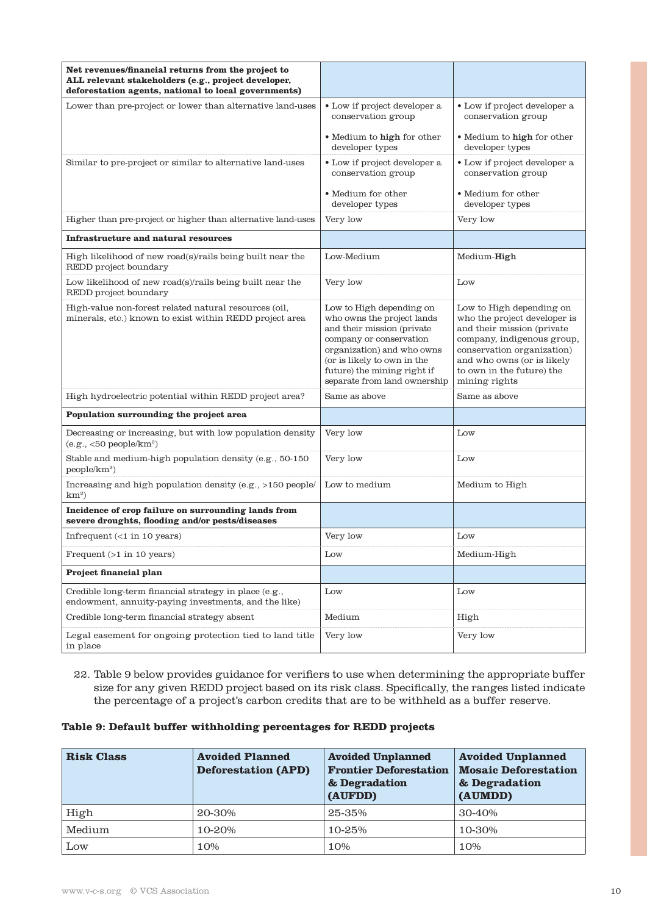| **Net revenues/financial returns from the project to ALL relevant stakeholders (e.g., project developer, deforestation agents, national to local governments)** | | |
|---|---|---|
| Lower than pre-project or lower than alternative land-uses | • Low if project developer a conservation group<br><br>• Medium to **high** for other developer types | • Low if project developer a conservation group<br><br>• Medium to **high** for other developer types |
| Similar to pre-project or similar to alternative land-uses | • Low if project developer a conservation group<br><br>• Medium for other developer types | • Low if project developer a conservation group<br><br>• Medium for other developer types |
| Higher than pre-project or higher than alternative land-uses | Very low | Very low |
| **Infrastructure and natural resources** | | |
| High likelihood of new road(s)/rails being built near the REDD project boundary | Low-Medium | Medium-**High** |
| Low likelihood of new road(s)/rails being built near the REDD project boundary | Very low | Low |
| High-value non-forest related natural resources (oil, minerals, etc.) known to exist within REDD project area | Low to High depending on who owns the project lands and their mission (private company or conservation organization) and who owns (or is likely to own in the future) the mining right if separate from land ownership | Low to High depending on who the project developer is and their mission (private company, indigenous group, conservation organization) and who owns (or is likely to own in the future) the mining rights |
| High hydroelectric potential within REDD project area? | Same as above | Same as above |
| **Population surrounding the project area** | | |
| Decreasing or increasing, but with low population density (e.g., <50 people/km$^2$) | Very low | Low |
| Stable and medium-high population density (e.g., 50-150 people/km$^2$) | Very low | Low |
| Increasing and high population density (e.g., >150 people/km$^2$) | Low to medium | Medium to High |
| **Incidence of crop failure on surrounding lands from severe droughts, flooding and/or pests/diseases** | | |
| Infrequent (<1 in 10 years) | Very low | Low |
| Frequent (>1 in 10 years) | Low | Medium-High |
| **Project financial plan** | | |
| Credible long-term financial strategy in place (e.g., endowment, annuity-paying investments, and the like) | Low | Low |
| Credible long-term financial strategy absent | Medium | High |
| Legal easement for ongoing protection tied to land title in place | Very low | Very low |

22. Table 9 below provides guidance for verifiers to use when determining the appropriate buffer size for any given REDD project based on its risk class. Specifically, the ranges listed indicate the percentage of a project's carbon credits that are to be withheld as a buffer reserve.

**Table 9: Default buffer withholding percentages for REDD projects**

| Risk Class | Avoided Planned Deforestation (APD) | Avoided Unplanned Frontier Deforestation & Degradation (AUFDD) | Avoided Unplanned Mosaic Deforestation & Degradation (AUMDD) |
|---|---|---|---|
| High | 20-30% | 25-35% | 30-40% |
| Medium | 10-20% | 10-25% | 10-30% |
| Low | 10% | 10% | 10% |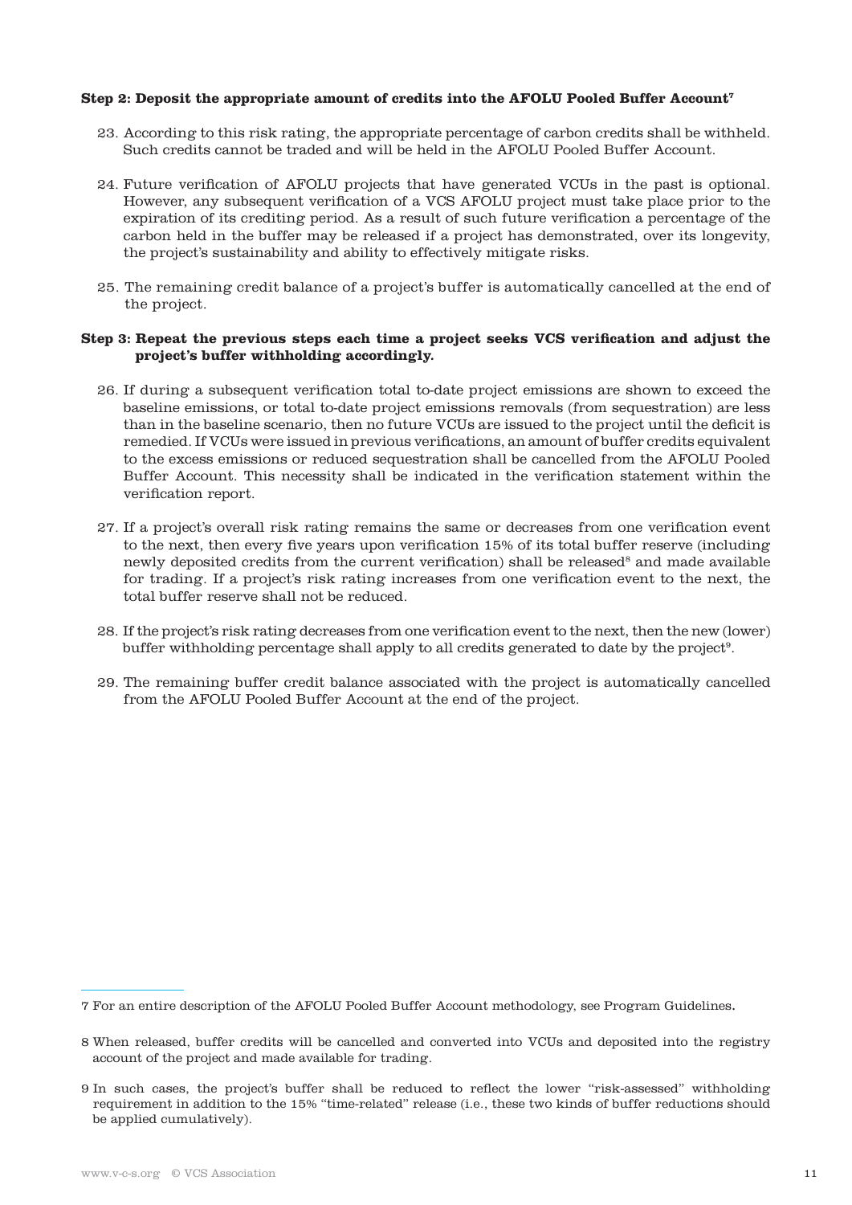**Step 2: Deposit the appropriate amount of credits into the AFOLU Pooled Buffer Account[7]**

23. According to this risk rating, the appropriate percentage of carbon credits shall be withheld. Such credits cannot be traded and will be held in the AFOLU Pooled Buffer Account.

24. Future verification of AFOLU projects that have generated VCUs in the past is optional. However, any subsequent verification of a VCS AFOLU project must take place prior to the expiration of its crediting period. As a result of such future verification a percentage of the carbon held in the buffer may be released if a project has demonstrated, over its longevity, the project's sustainability and ability to effectively mitigate risks.

25. The remaining credit balance of a project's buffer is automatically cancelled at the end of the project.

**Step 3: Repeat the previous steps each time a project seeks VCS verification and adjust the project's buffer withholding accordingly.**

26. If during a subsequent verification total to-date project emissions are shown to exceed the baseline emissions, or total to-date project emissions removals (from sequestration) are less than in the baseline scenario, then no future VCUs are issued to the project until the deficit is remedied. If VCUs were issued in previous verifications, an amount of buffer credits equivalent to the excess emissions or reduced sequestration shall be cancelled from the AFOLU Pooled Buffer Account. This necessity shall be indicated in the verification statement within the verification report.

27. If a project's overall risk rating remains the same or decreases from one verification event to the next, then every five years upon verification 15% of its total buffer reserve (including newly deposited credits from the current verification) shall be released[8] and made available for trading. If a project's risk rating increases from one verification event to the next, the total buffer reserve shall not be reduced.

28. If the project's risk rating decreases from one verification event to the next, then the new (lower) buffer withholding percentage shall apply to all credits generated to date by the project[9].

29. The remaining buffer credit balance associated with the project is automatically cancelled from the AFOLU Pooled Buffer Account at the end of the project.

---

7 For an entire description of the AFOLU Pooled Buffer Account methodology, see Program Guidelines.

8 When released, buffer credits will be cancelled and converted into VCUs and deposited into the registry account of the project and made available for trading.

9 In such cases, the project's buffer shall be reduced to reflect the lower "risk-assessed" withholding requirement in addition to the 15% "time-related" release (i.e., these two kinds of buffer reductions should be applied cumulatively).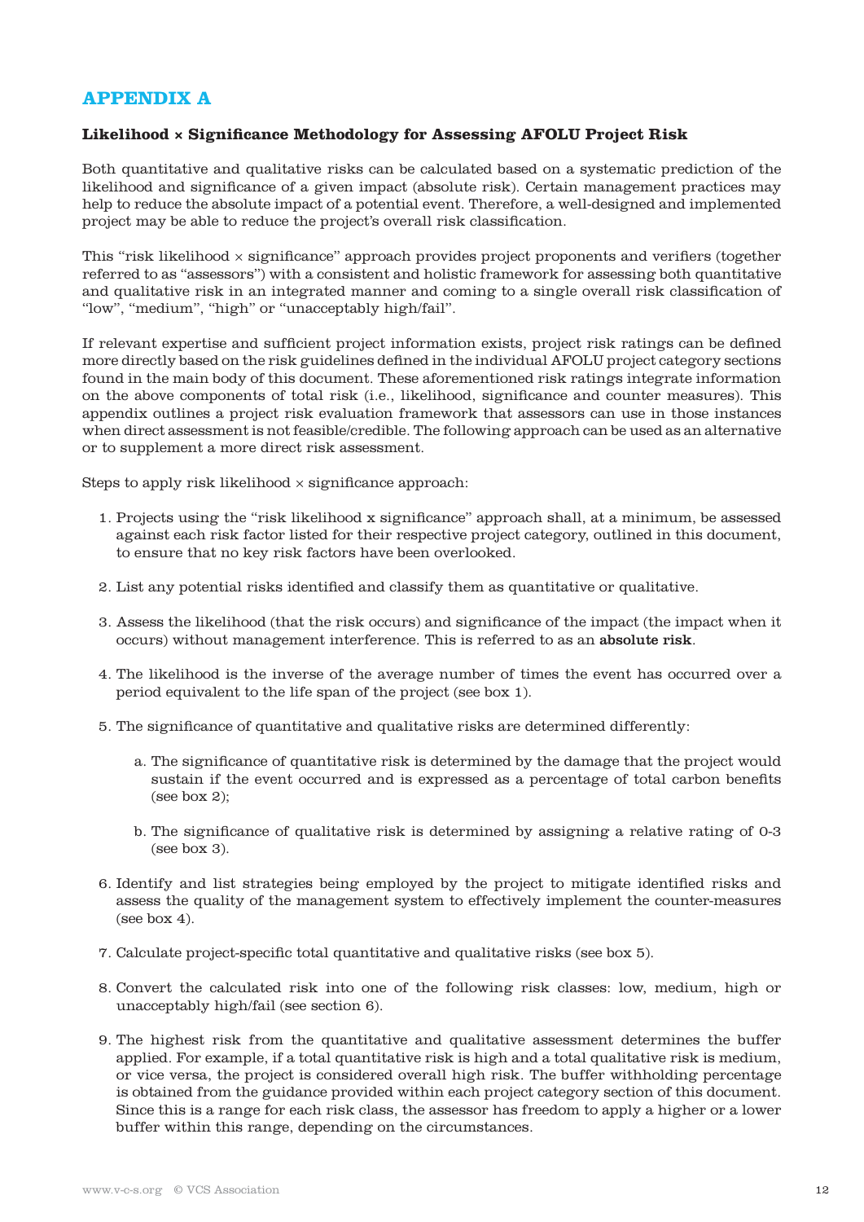# APPENDIX A

### Likelihood × Significance Methodology for Assessing AFOLU Project Risk

Both quantitative and qualitative risks can be calculated based on a systematic prediction of the likelihood and significance of a given impact (absolute risk). Certain management practices may help to reduce the absolute impact of a potential event. Therefore, a well-designed and implemented project may be able to reduce the project's overall risk classification.

This "risk likelihood × significance" approach provides project proponents and verifiers (together referred to as "assessors") with a consistent and holistic framework for assessing both quantitative and qualitative risk in an integrated manner and coming to a single overall risk classification of "low", "medium", "high" or "unacceptably high/fail".

If relevant expertise and sufficient project information exists, project risk ratings can be defined more directly based on the risk guidelines defined in the individual AFOLU project category sections found in the main body of this document. These aforementioned risk ratings integrate information on the above components of total risk (i.e., likelihood, significance and counter measures). This appendix outlines a project risk evaluation framework that assessors can use in those instances when direct assessment is not feasible/credible. The following approach can be used as an alternative or to supplement a more direct risk assessment.

Steps to apply risk likelihood × significance approach:

1. Projects using the "risk likelihood x significance" approach shall, at a minimum, be assessed against each risk factor listed for their respective project category, outlined in this document, to ensure that no key risk factors have been overlooked.

2. List any potential risks identified and classify them as quantitative or qualitative.

3. Assess the likelihood (that the risk occurs) and significance of the impact (the impact when it occurs) without management interference. This is referred to as an **absolute risk**.

4. The likelihood is the inverse of the average number of times the event has occurred over a period equivalent to the life span of the project (see box 1).

5. The significance of quantitative and qualitative risks are determined differently:

   a. The significance of quantitative risk is determined by the damage that the project would sustain if the event occurred and is expressed as a percentage of total carbon benefits (see box 2);

   b. The significance of qualitative risk is determined by assigning a relative rating of 0-3 (see box 3).

6. Identify and list strategies being employed by the project to mitigate identified risks and assess the quality of the management system to effectively implement the counter-measures (see box 4).

7. Calculate project-specific total quantitative and qualitative risks (see box 5).

8. Convert the calculated risk into one of the following risk classes: low, medium, high or unacceptably high/fail (see section 6).

9. The highest risk from the quantitative and qualitative assessment determines the buffer applied. For example, if a total quantitative risk is high and a total qualitative risk is medium, or vice versa, the project is considered overall high risk. The buffer withholding percentage is obtained from the guidance provided within each project category section of this document. Since this is a range for each risk class, the assessor has freedom to apply a higher or a lower buffer within this range, depending on the circumstances.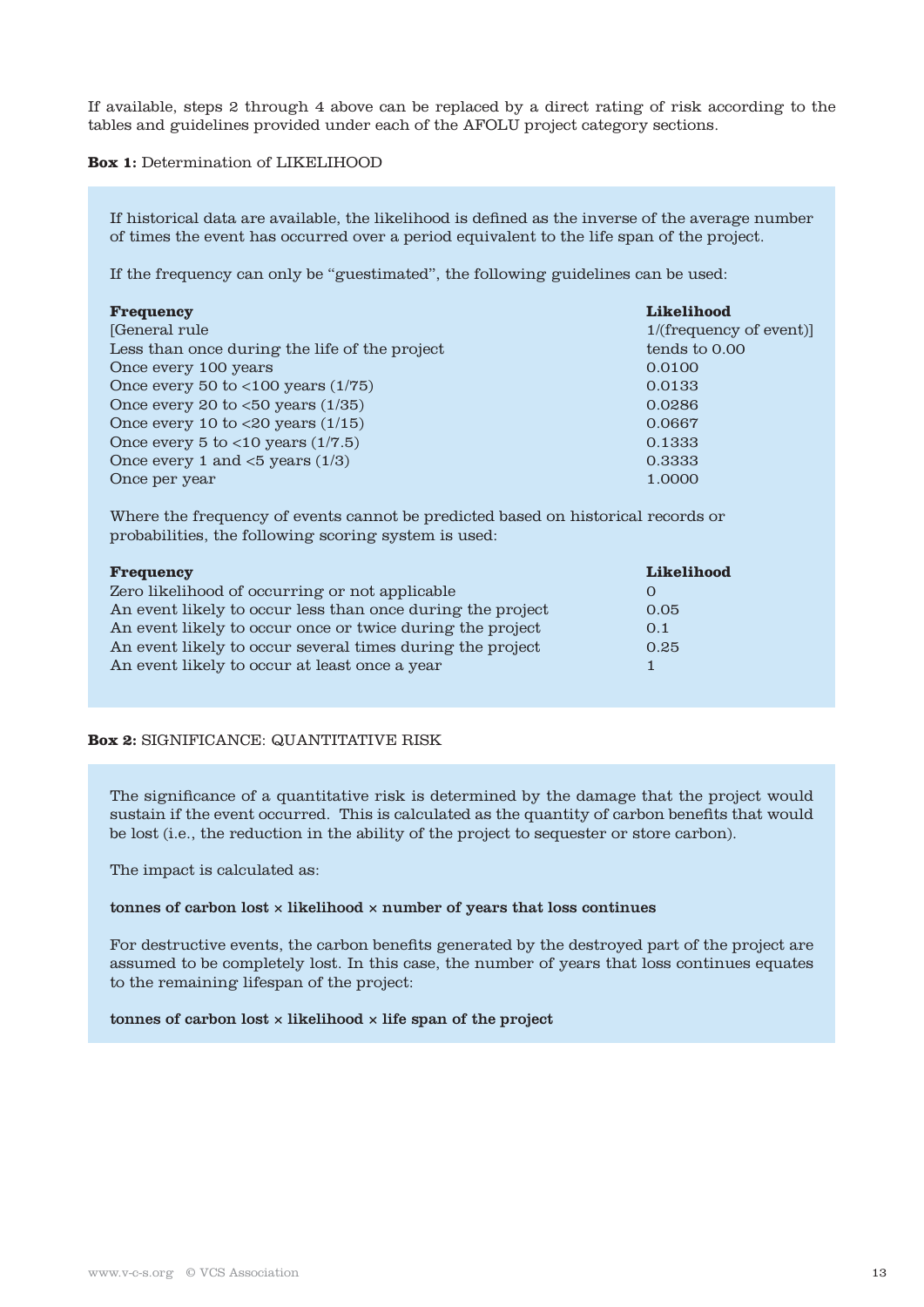If available, steps 2 through 4 above can be replaced by a direct rating of risk according to the tables and guidelines provided under each of the AFOLU project category sections.

**Box 1:** Determination of LIKELIHOOD

If historical data are available, the likelihood is defined as the inverse of the average number of times the event has occurred over a period equivalent to the life span of the project.

If the frequency can only be "guestimated", the following guidelines can be used:

| Frequency | Likelihood |
|---|---|
| [General rule | 1/(frequency of event)] |
| Less than once during the life of the project | tends to 0.00 |
| Once every 100 years | 0.0100 |
| Once every 50 to <100 years (1/75) | 0.0133 |
| Once every 20 to <50 years (1/35) | 0.0286 |
| Once every 10 to <20 years (1/15) | 0.0667 |
| Once every 5 to <10 years (1/7.5) | 0.1333 |
| Once every 1 and <5 years (1/3) | 0.3333 |
| Once per year | 1.0000 |

Where the frequency of events cannot be predicted based on historical records or probabilities, the following scoring system is used:

| Frequency | Likelihood |
|---|---|
| Zero likelihood of occurring or not applicable | 0 |
| An event likely to occur less than once during the project | 0.05 |
| An event likely to occur once or twice during the project | 0.1 |
| An event likely to occur several times during the project | 0.25 |
| An event likely to occur at least once a year | 1 |

**Box 2:** SIGNIFICANCE: QUANTITATIVE RISK

The significance of a quantitative risk is determined by the damage that the project would sustain if the event occurred. This is calculated as the quantity of carbon benefits that would be lost (i.e., the reduction in the ability of the project to sequester or store carbon).

The impact is calculated as:

**tonnes of carbon lost × likelihood × number of years that loss continues**

For destructive events, the carbon benefits generated by the destroyed part of the project are assumed to be completely lost. In this case, the number of years that loss continues equates to the remaining lifespan of the project:

**tonnes of carbon lost × likelihood × life span of the project**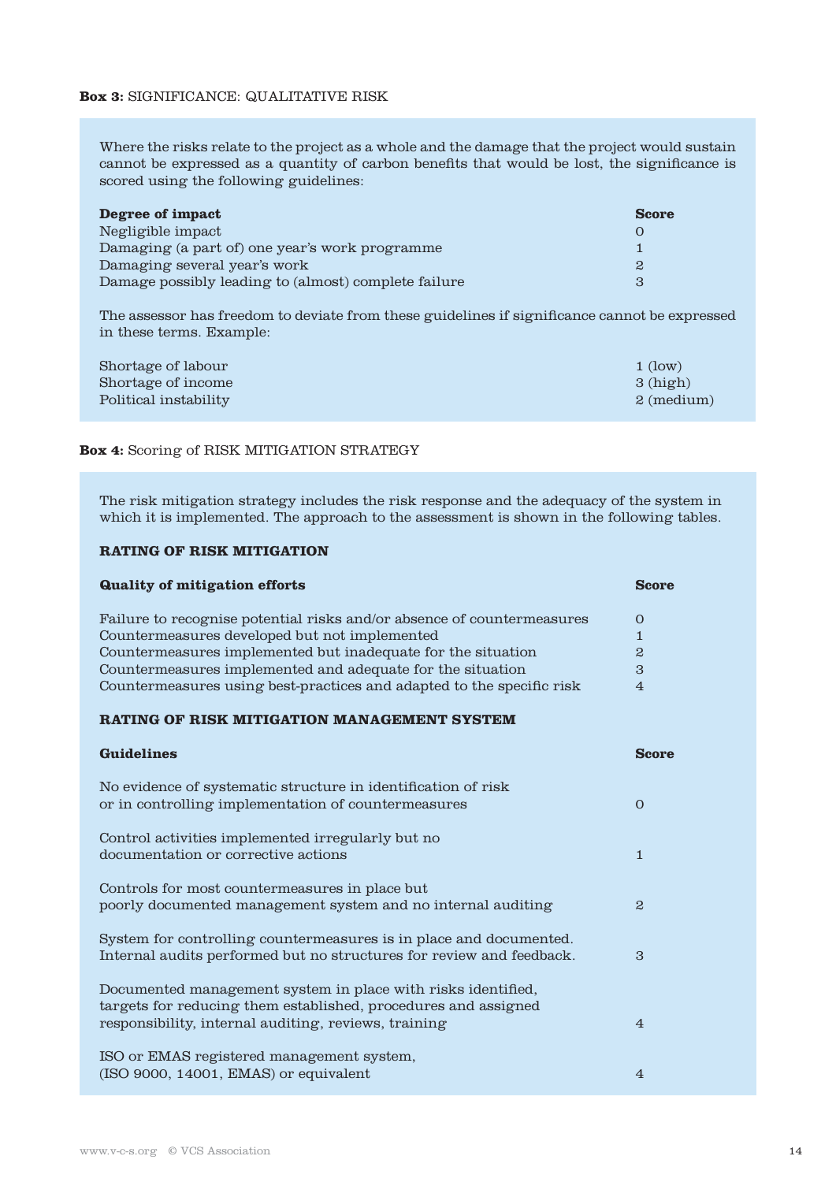**Box 3:** SIGNIFICANCE: QUALITATIVE RISK

Where the risks relate to the project as a whole and the damage that the project would sustain cannot be expressed as a quantity of carbon benefits that would be lost, the significance is scored using the following guidelines:

| Degree of impact | Score |
|---|---|
| Negligible impact | 0 |
| Damaging (a part of) one year's work programme | 1 |
| Damaging several year's work | 2 |
| Damage possibly leading to (almost) complete failure | 3 |

The assessor has freedom to deviate from these guidelines if significance cannot be expressed in these terms. Example:

| | |
|---|---|
| Shortage of labour | 1 (low) |
| Shortage of income | 3 (high) |
| Political instability | 2 (medium) |

**Box 4:** Scoring of RISK MITIGATION STRATEGY

The risk mitigation strategy includes the risk response and the adequacy of the system in which it is implemented. The approach to the assessment is shown in the following tables.

**RATING OF RISK MITIGATION**

| Quality of mitigation efforts | Score |
|---|---|
| Failure to recognise potential risks and/or absence of countermeasures | 0 |
| Countermeasures developed but not implemented | 1 |
| Countermeasures implemented but inadequate for the situation | 2 |
| Countermeasures implemented and adequate for the situation | 3 |
| Countermeasures using best-practices and adapted to the specific risk | 4 |

**RATING OF RISK MITIGATION MANAGEMENT SYSTEM**

| Guidelines | Score |
|---|---|
| No evidence of systematic structure in identification of risk or in controlling implementation of countermeasures | 0 |
| Control activities implemented irregularly but no documentation or corrective actions | 1 |
| Controls for most countermeasures in place but poorly documented management system and no internal auditing | 2 |
| System for controlling countermeasures is in place and documented. Internal audits performed but no structures for review and feedback. | 3 |
| Documented management system in place with risks identified, targets for reducing them established, procedures and assigned responsibility, internal auditing, reviews, training | 4 |
| ISO or EMAS registered management system, (ISO 9000, 14001, EMAS) or equivalent | 4 |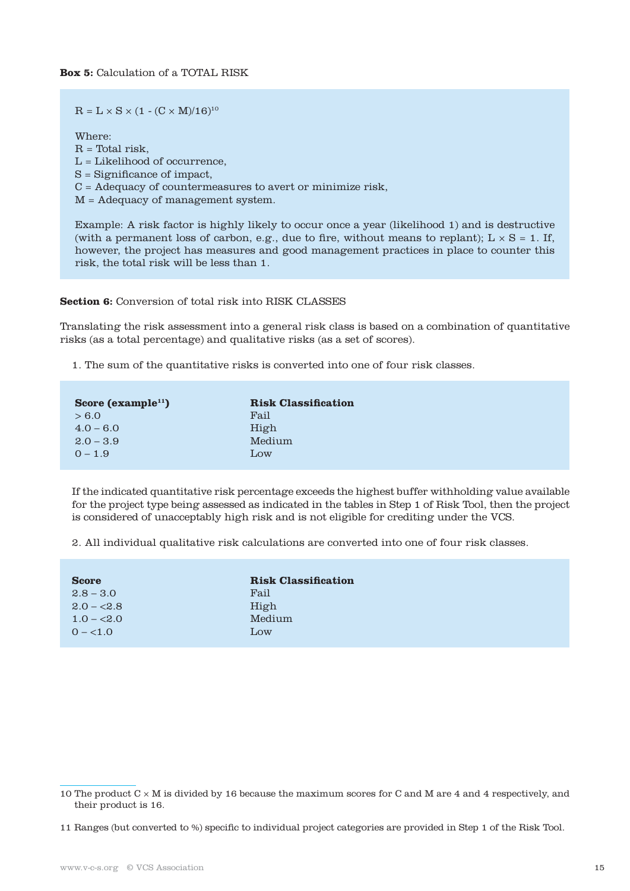**Box 5:** Calculation of a TOTAL RISK

$$R = L \times S \times (1 - (C \times M)/16)$$[10]

Where:
R = Total risk,
L = Likelihood of occurrence,
S = Significance of impact,
C = Adequacy of countermeasures to avert or minimize risk,
M = Adequacy of management system.

Example: A risk factor is highly likely to occur once a year (likelihood 1) and is destructive (with a permanent loss of carbon, e.g., due to fire, without means to replant); $L \times S = 1$. If, however, the project has measures and good management practices in place to counter this risk, the total risk will be less than 1.

**Section 6:** Conversion of total risk into RISK CLASSES

Translating the risk assessment into a general risk class is based on a combination of quantitative risks (as a total percentage) and qualitative risks (as a set of scores).

1. The sum of the quantitative risks is converted into one of four risk classes.

| Score (example[11]) | Risk Classification |
|---|---|
| > 6.0 | Fail |
| 4.0 – 6.0 | High |
| 2.0 – 3.9 | Medium |
| 0 – 1.9 | Low |

If the indicated quantitative risk percentage exceeds the highest buffer withholding value available for the project type being assessed as indicated in the tables in Step 1 of Risk Tool, then the project is considered of unacceptably high risk and is not eligible for crediting under the VCS.

2. All individual qualitative risk calculations are converted into one of four risk classes.

| Score | Risk Classification |
|---|---|
| 2.8 – 3.0 | Fail |
| 2.0 – <2.8 | High |
| 1.0 – <2.0 | Medium |
| 0 – <1.0 | Low |

---

10 The product $C \times M$ is divided by 16 because the maximum scores for C and M are 4 and 4 respectively, and their product is 16.

11 Ranges (but converted to %) specific to individual project categories are provided in Step 1 of the Risk Tool.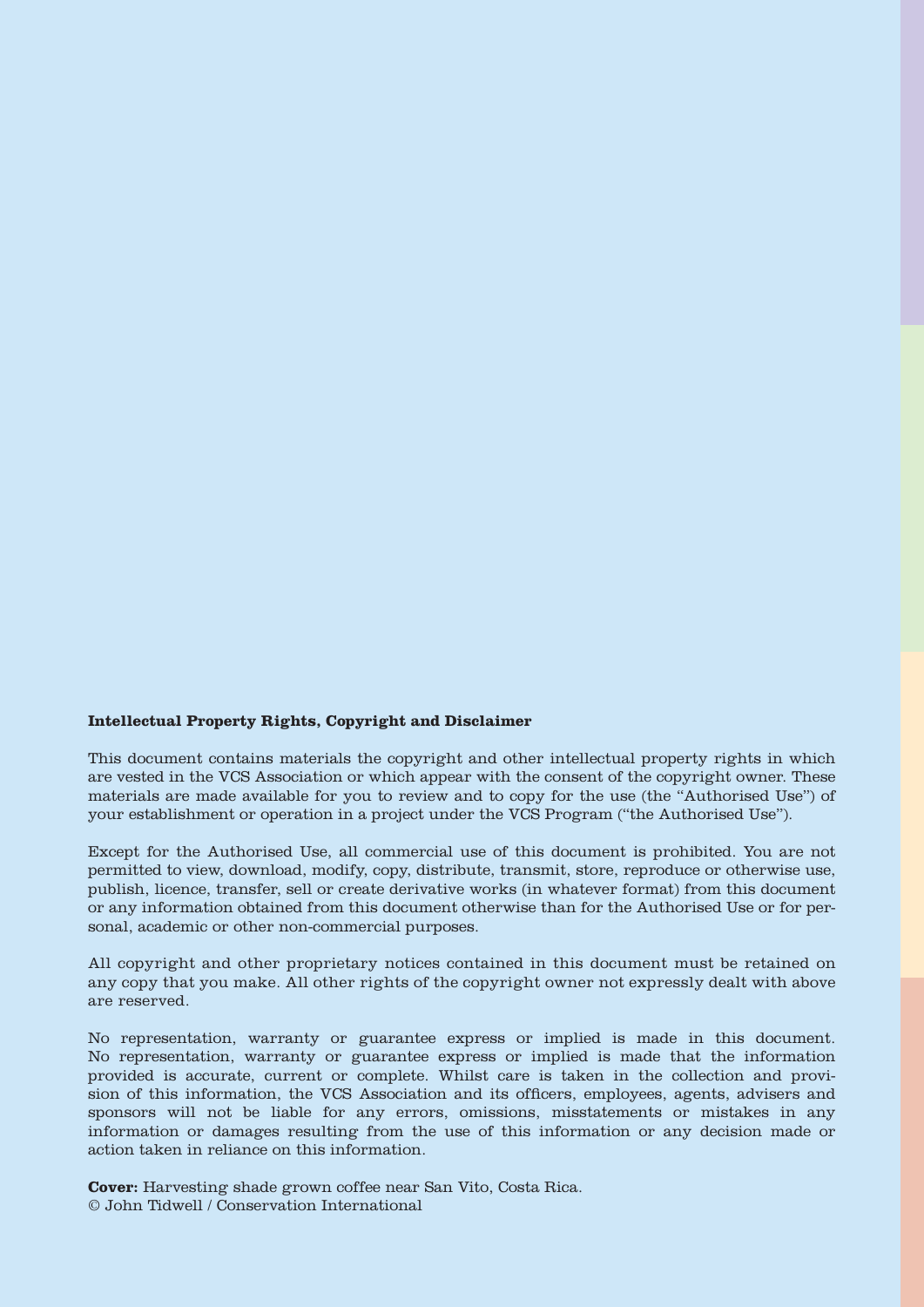**Intellectual Property Rights, Copyright and Disclaimer**

This document contains materials the copyright and other intellectual property rights in which are vested in the VCS Association or which appear with the consent of the copyright owner. These materials are made available for you to review and to copy for the use (the "Authorised Use") of your establishment or operation in a project under the VCS Program ("the Authorised Use").

Except for the Authorised Use, all commercial use of this document is prohibited. You are not permitted to view, download, modify, copy, distribute, transmit, store, reproduce or otherwise use, publish, licence, transfer, sell or create derivative works (in whatever format) from this document or any information obtained from this document otherwise than for the Authorised Use or for personal, academic or other non-commercial purposes.

All copyright and other proprietary notices contained in this document must be retained on any copy that you make. All other rights of the copyright owner not expressly dealt with above are reserved.

No representation, warranty or guarantee express or implied is made in this document. No representation, warranty or guarantee express or implied is made that the information provided is accurate, current or complete. Whilst care is taken in the collection and provision of this information, the VCS Association and its officers, employees, agents, advisers and sponsors will not be liable for any errors, omissions, misstatements or mistakes in any information or damages resulting from the use of this information or any decision made or action taken in reliance on this information.

**Cover:** Harvesting shade grown coffee near San Vito, Costa Rica.
© John Tidwell / Conservation International